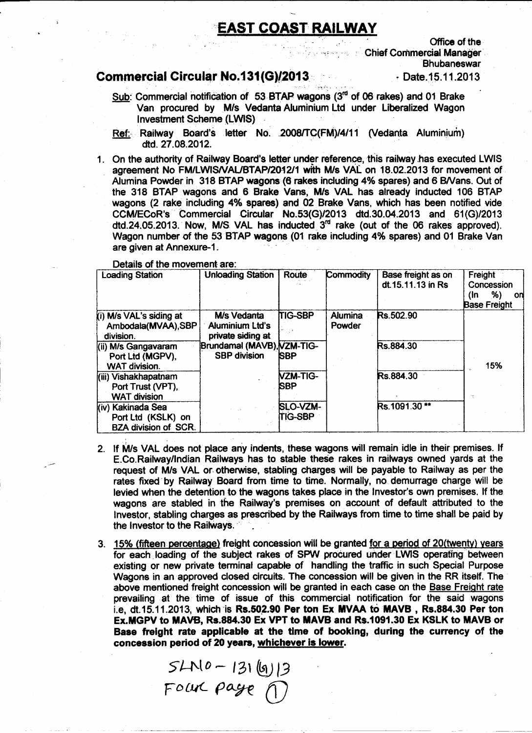# EAST COAST RAILWAY

Office of the
Chief Commercial Manager
Bhubaneswar

## Commercial Circular No.131(G)/2013

Date.15.11.2013

Sub: Commercial notification of 53 BTAP wagons (3rd of 06 rakes) and 01 Brake Van procured by M/s Vedanta Aluminium Ltd under Liberalized Wagon Investment Scheme (LWIS)

Ref: Railway Board's letter No. 2008/TC(FM)/4/11 (Vedanta Aluminium) dtd. 27.08.2012.

1. On the authority of Railway Board's letter under reference, this railway has executed LWIS agreement No FM/LWIS/VAL/BTAP/2012/1 with M/s VAL on 18.02.2013 for movement of Alumina Powder in 318 BTAP wagons (6 rakes including 4% spares) and 6 B/Vans. Out of the 318 BTAP wagons and 6 Brake Vans, M/s VAL has already inducted 106 BTAP wagons (2 rake including 4% spares) and 02 Brake Vans, which has been notified vide CCM/ECoR's Commercial Circular No.53(G)/2013 dtd.30.04.2013 and 61(G)/2013 dtd.24.05.2013. Now, M/S VAL has inducted 3rd rake (out of the 06 rakes approved). Wagon number of the 53 BTAP wagons (01 rake including 4% spares) and 01 Brake Van are given at Annexure-1.

Details of the movement are:

| Loading Station | Unloading Station | Route | Commodity | Base freight as on dt.15.11.13 in Rs | Freight Concession (In %) on Base Freight |
|---|---|---|---|---|---|
| (i) M/s VAL's siding at Ambodala(MVAA),SBP division. | M/s Vedanta Aluminium Ltd's private siding at Brundamal (MAVB), SBP division | TIG-SBP | Alumina Powder | Rs.502.90 | 15% |
| (ii) M/s Gangavaram Port Ltd (MGPV), WAT division. | | VZM-TIG-SBP | | Rs.884.30 | |
| (iii) Vishakhapatnam Port Trust (VPT), WAT division | | VZM-TIG-SBP | | Rs.884.30 | |
| (iv) Kakinada Sea Port Ltd (KSLK) on BZA division of SCR. | | SLO-VZM-TIG-SBP | | Rs.1091.30 ** | |

2. If M/s VAL does not place any indents, these wagons will remain idle in their premises. If E.Co.Railway/Indian Railways has to stable these rakes in railways owned yards at the request of M/s VAL or otherwise, stabling charges will be payable to Railway as per the rates fixed by Railway Board from time to time. Normally, no demurrage charge will be levied when the detention to the wagons takes place in the Investor's own premises. If the wagons are stabled in the Railway's premises on account of default attributed to the Investor, stabling charges as prescribed by the Railways from time to time shall be paid by the Investor to the Railways.

3. 15% (fifteen percentage) freight concession will be granted for a period of 20(twenty) years for each loading of the subject rakes of SPW procured under LWIS operating between existing or new private terminal capable of handling the traffic in such Special Purpose Wagons in an approved closed circuits. The concession will be given in the RR itself. The above mentioned freight concession will be granted in each case on the Base Freight rate prevailing at the time of issue of this commercial notification for the said wagons i.e, dt.15.11.2013, which is **Rs.502.90 Per ton Ex MVAA to MAVB , Rs.884.30 Per ton Ex.MGPV to MAVB, Rs.884.30 Ex VPT to MAVB and Rs.1091.30 Ex KSLK to MAVB or Base freight rate applicable at the time of booking, during the currency of the concession period of 20 years, whichever is lower.**

SLNO – 131(G)13
Four page (1)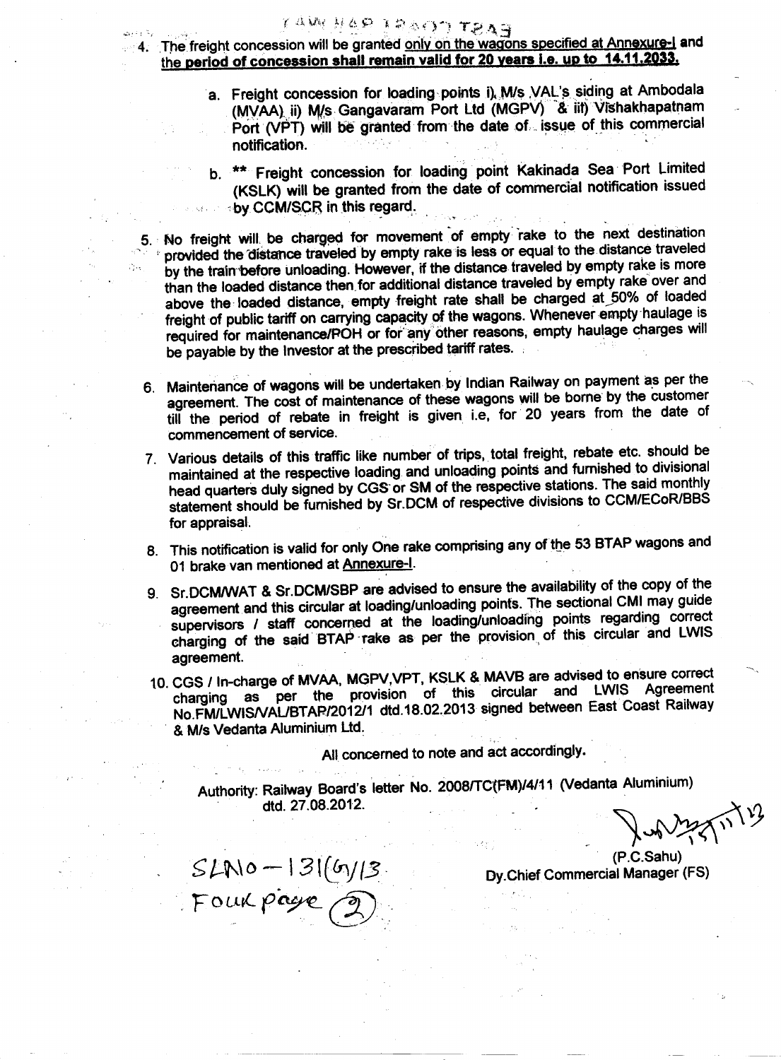4. The freight concession will be granted only on the wagons specified at Annexure-I and the period of concession shall remain valid for 20 years i.e. up to 14.11.2033.

    a. Freight concession for loading points i) M/s VAL's siding at Ambodala (MVAA) ii) M/s Gangavaram Port Ltd (MGPV) & iii) Vishakhapatnam Port (VPT) will be granted from the date of issue of this commercial notification.

    b. ** Freight concession for loading point Kakinada Sea Port Limited (KSLK) will be granted from the date of commercial notification issued by CCM/SCR in this regard.

5. No freight will be charged for movement of empty rake to the next destination provided the distance traveled by empty rake is less or equal to the distance traveled by the train before unloading. However, if the distance traveled by empty rake is more than the loaded distance then for additional distance traveled by empty rake over and above the loaded distance, empty freight rate shall be charged at 50% of loaded freight of public tariff on carrying capacity of the wagons. Whenever empty haulage is required for maintenance/POH or for any other reasons, empty haulage charges will be payable by the Investor at the prescribed tariff rates.

6. Maintenance of wagons will be undertaken by Indian Railway on payment as per the agreement. The cost of maintenance of these wagons will be borne by the customer till the period of rebate in freight is given i.e, for 20 years from the date of commencement of service.

7. Various details of this traffic like number of trips, total freight, rebate etc. should be maintained at the respective loading and unloading points and furnished to divisional head quarters duly signed by CGS or SM of the respective stations. The said monthly statement should be furnished by Sr.DCM of respective divisions to CCM/ECoR/BBS for appraisal.

8. This notification is valid for only One rake comprising any of the 53 BTAP wagons and 01 brake van mentioned at Annexure-I.

9. Sr.DCM/WAT & Sr.DCM/SBP are advised to ensure the availability of the copy of the agreement and this circular at loading/unloading points. The sectional CMI may guide supervisors / staff concerned at the loading/unloading points regarding correct charging of the said BTAP rake as per the provision of this circular and LWIS agreement.

10. CGS / In-charge of MVAA, MGPV,VPT, KSLK & MAVB are advised to ensure correct charging as per the provision of this circular and LWIS Agreement No.FM/LWIS/VAL/BTAP/2012/1 dtd.18.02.2013 signed between East Coast Railway & M/s Vedanta Aluminium Ltd.

All concerned to note and act accordingly.

Authority: Railway Board's letter No. 2008/TC(FM)/4/11 (Vedanta Aluminium) dtd. 27.08.2012.

15/11/13

(P.C.Sahu)
Dy.Chief Commercial Manager (FS)

SLNo - 131(G)/13.
Four page (2)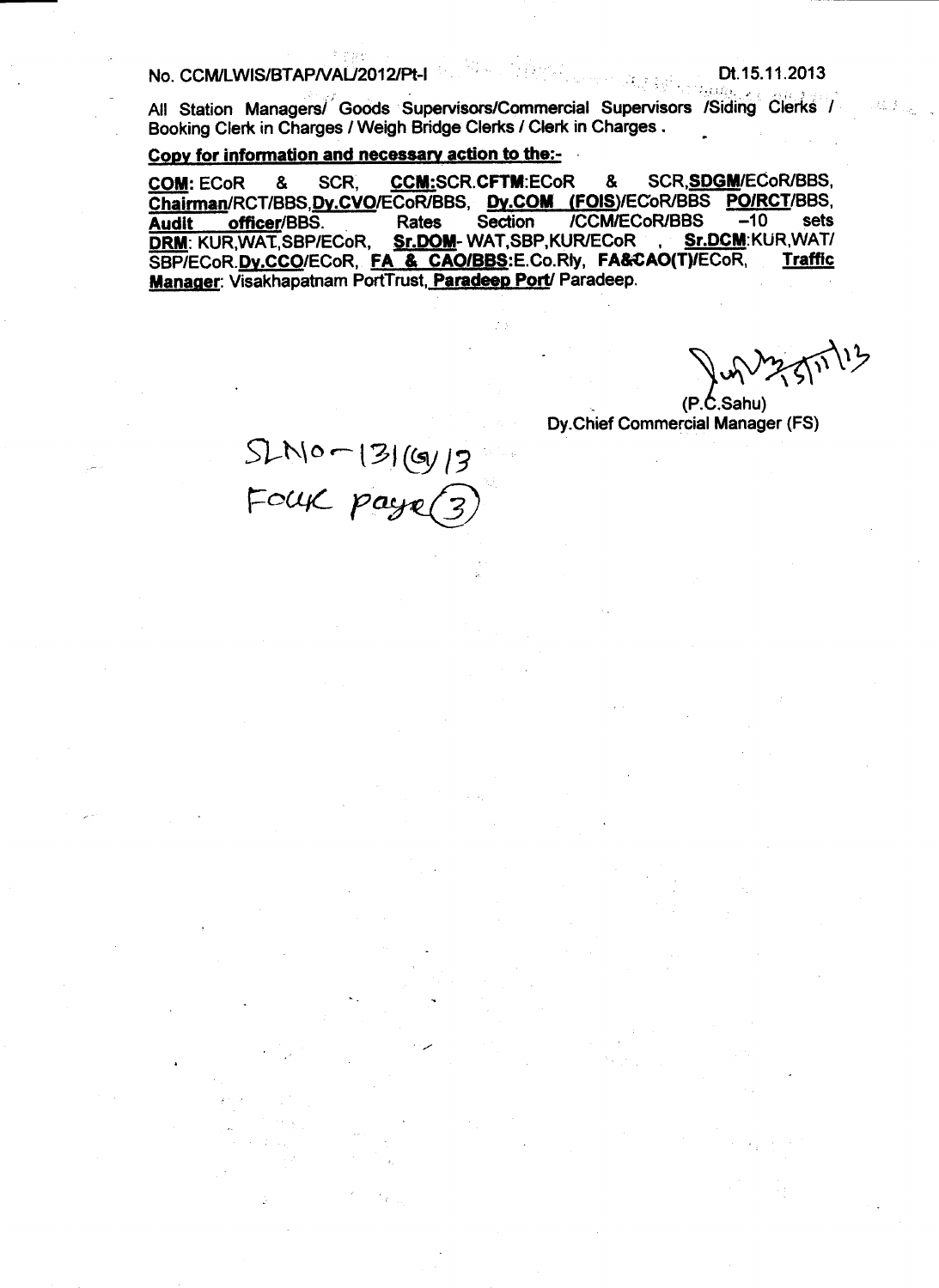No. CCM/LWIS/BTAP/VAL/2012/Pt-I                                                    Dt.15.11.2013

All Station Managers/ Goods Supervisors/Commercial Supervisors /Siding Clerks / Booking Clerk in Charges / Weigh Bridge Clerks / Clerk in Charges .

**Copy for information and necessary action to the:-**

**COM**: ECoR & SCR, **CCM**:SCR.**CFTM**:ECoR & SCR,**SDGM**/ECoR/BBS, **Chairman**/RCT/BBS,**Dy.CVO**/ECoR/BBS, **Dy.COM (FOIS)**/ECoR/BBS **PO/RCT**/BBS, **Audit officer**/BBS. Rates Section /CCM/ECoR/BBS –10 sets **DRM**: KUR,WAT,SBP/ECoR, **Sr.DOM**- WAT,SBP,KUR/ECoR , **Sr.DCM**:KUR,WAT/ SBP/ECoR.**Dy.CCO**/ECoR, **FA & CAO/BBS**:E.Co.Rly, **FA&CAO(T)**/ECoR, **Traffic Manager**: Visakhapatnam PortTrust, **Paradeep Port**/ Paradeep.

15/11/13

(P.C.Sahu)
Dy.Chief Commercial Manager (FS)

SLNo-131(9)/13
FOCK page(3)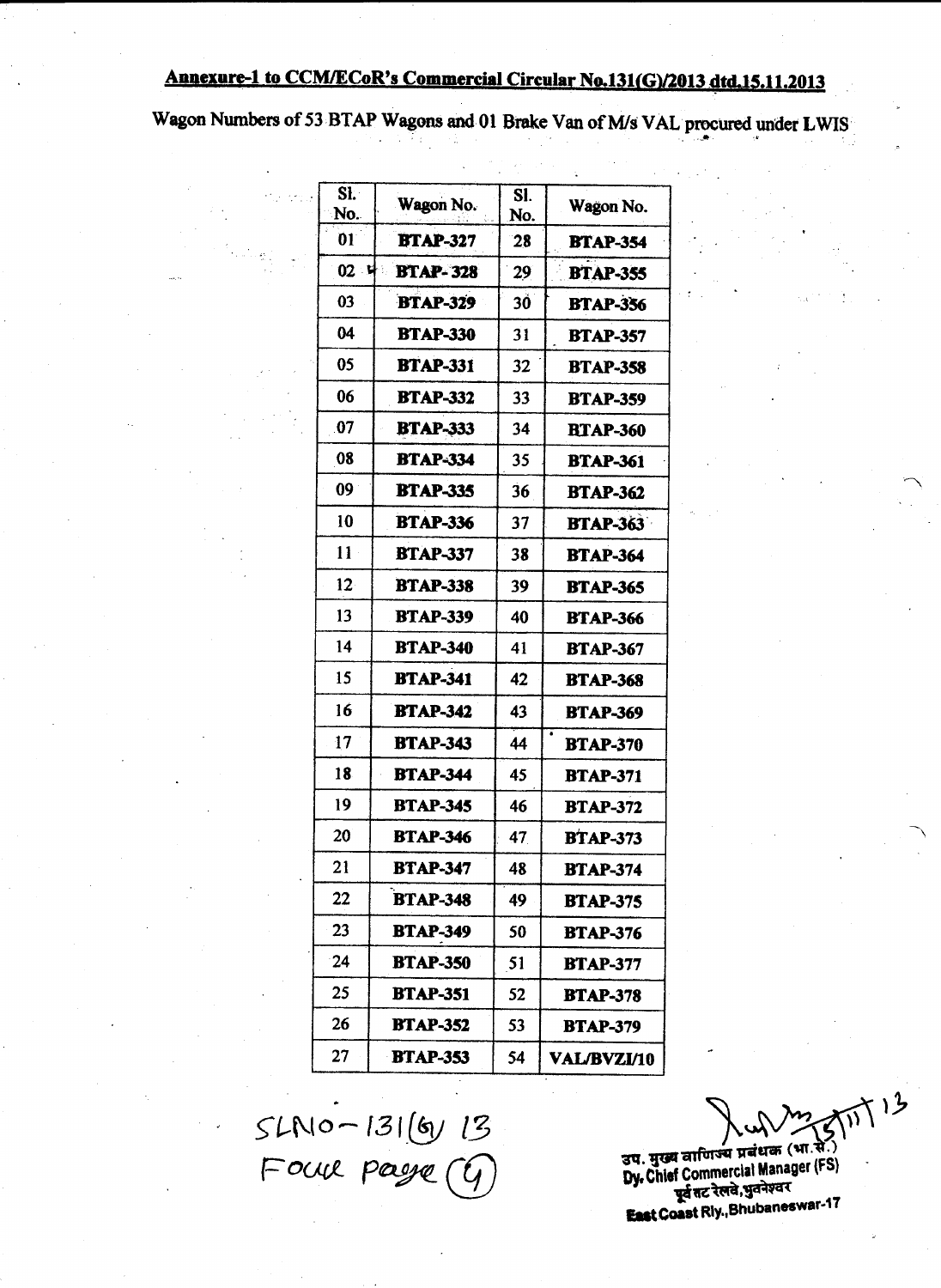**Annexure-1 to CCM/ECoR's Commercial Circular No.131(G)/2013 dtd.15.11.2013**

Wagon Numbers of 53 BTAP Wagons and 01 Brake Van of M/s VAL procured under LWIS

| Sl. No. | Wagon No. | Sl. No. | Wagon No. |
|---|---|---|---|
| 01 | **BTAP-327** | 28 | **BTAP-354** |
| 02 | **BTAP-328** | 29 | **BTAP-355** |
| 03 | **BTAP-329** | 30 | **BTAP-356** |
| 04 | **BTAP-330** | 31 | **BTAP-357** |
| 05 | **BTAP-331** | 32 | **BTAP-358** |
| 06 | **BTAP-332** | 33 | **BTAP-359** |
| 07 | **BTAP-333** | 34 | **BTAP-360** |
| 08 | **BTAP-334** | 35 | **BTAP-361** |
| 09 | **BTAP-335** | 36 | **BTAP-362** |
| 10 | **BTAP-336** | 37 | **BTAP-363** |
| 11 | **BTAP-337** | 38 | **BTAP-364** |
| 12 | **BTAP-338** | 39 | **BTAP-365** |
| 13 | **BTAP-339** | 40 | **BTAP-366** |
| 14 | **BTAP-340** | 41 | **BTAP-367** |
| 15 | **BTAP-341** | 42 | **BTAP-368** |
| 16 | **BTAP-342** | 43 | **BTAP-369** |
| 17 | **BTAP-343** | 44 | **BTAP-370** |
| 18 | **BTAP-344** | 45 | **BTAP-371** |
| 19 | **BTAP-345** | 46 | **BTAP-372** |
| 20 | **BTAP-346** | 47 | **BTAP-373** |
| 21 | **BTAP-347** | 48 | **BTAP-374** |
| 22 | **BTAP-348** | 49 | **BTAP-375** |
| 23 | **BTAP-349** | 50 | **BTAP-376** |
| 24 | **BTAP-350** | 51 | **BTAP-377** |
| 25 | **BTAP-351** | 52 | **BTAP-378** |
| 26 | **BTAP-352** | 53 | **BTAP-379** |
| 27 | **BTAP-353** | 54 | **VAL/BVZI/10** |

SLNo-131(G) 13
Four page (4)

15/11/13

उप. मुख्य वाणिज्य प्रबंधक (भा.से.)
Dy. Chief Commercial Manager (FS)
पूर्व तट रेलवे, भुवनेश्वर
East Coast Rly., Bhubaneswar-17